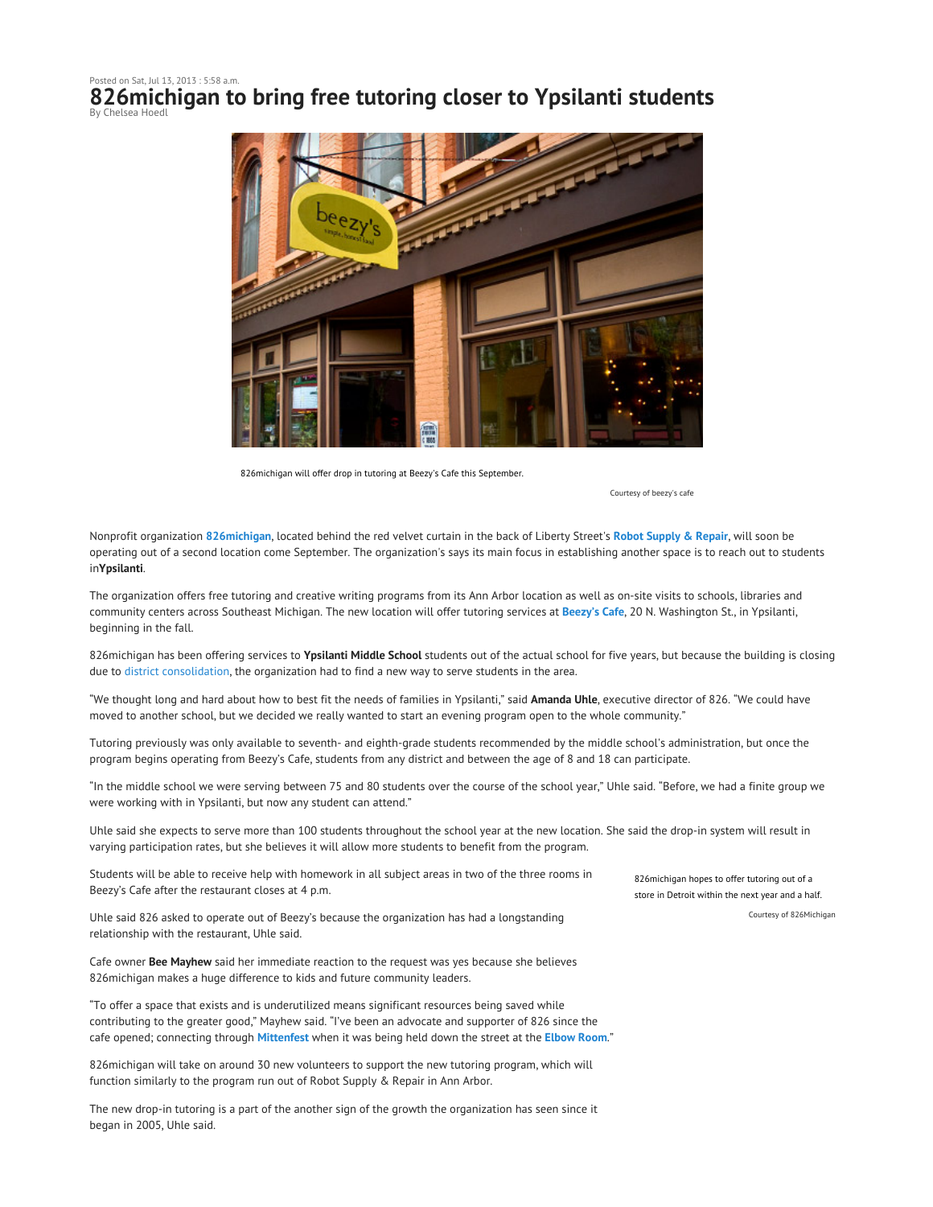Posted on Sat, Jul 13, 2013 : 5:58 a.m.

# 826michigan to bring free tutoring closer to Ypsilanti students

By Chelsea Hoedl

826michigan will offer drop in tutoring at Beezy's Cafe this September.

Courtesy of beezy's cafe

Nonprofit organization **826michigan**, located behind the red velvet curtain in the back of Liberty Street's **Robot Supply & Repair**, will soon be operating out of a second location come September. The organization's says its main focus in establishing another space is to reach out to students in**Ypsilanti**.

The organization offers free tutoring and creative writing programs from its Ann Arbor location as well as on-site visits to schools, libraries and community centers across Southeast Michigan. The new location will offer tutoring services at **Beezy's Cafe**, 20 N. Washington St., in Ypsilanti, beginning in the fall.

826michigan has been offering services to **Ypsilanti Middle School** students out of the actual school for five years, but because the building is closing due to district consolidation, the organization had to find a new way to serve students in the area.

"We thought long and hard about how to best fit the needs of families in Ypsilanti," said **Amanda Uhle**, executive director of 826. "We could have moved to another school, but we decided we really wanted to start an evening program open to the whole community."

Tutoring previously was only available to seventh- and eighth-grade students recommended by the middle school's administration, but once the program begins operating from Beezy's Cafe, students from any district and between the age of 8 and 18 can participate.

"In the middle school we were serving between 75 and 80 students over the course of the school year," Uhle said. "Before, we had a finite group we were working with in Ypsilanti, but now any student can attend."

Uhle said she expects to serve more than 100 students throughout the school year at the new location. She said the drop-in system will result in varying participation rates, but she believes it will allow more students to benefit from the program.

Students will be able to receive help with homework in all subject areas in two of the three rooms in Beezy's Cafe after the restaurant closes at 4 p.m.

826michigan hopes to offer tutoring out of a store in Detroit within the next year and a half.

Courtesy of 826Michigan

Uhle said 826 asked to operate out of Beezy's because the organization has had a longstanding relationship with the restaurant, Uhle said.

Cafe owner **Bee Mayhew** said her immediate reaction to the request was yes because she believes 826michigan makes a huge difference to kids and future community leaders.

"To offer a space that exists and is underutilized means significant resources being saved while contributing to the greater good," Mayhew said. "I've been an advocate and supporter of 826 since the cafe opened; connecting through **Mittenfest** when it was being held down the street at the **Elbow Room**."

826michigan will take on around 30 new volunteers to support the new tutoring program, which will function similarly to the program run out of Robot Supply & Repair in Ann Arbor.

The new drop-in tutoring is a part of the another sign of the growth the organization has seen since it began in 2005, Uhle said.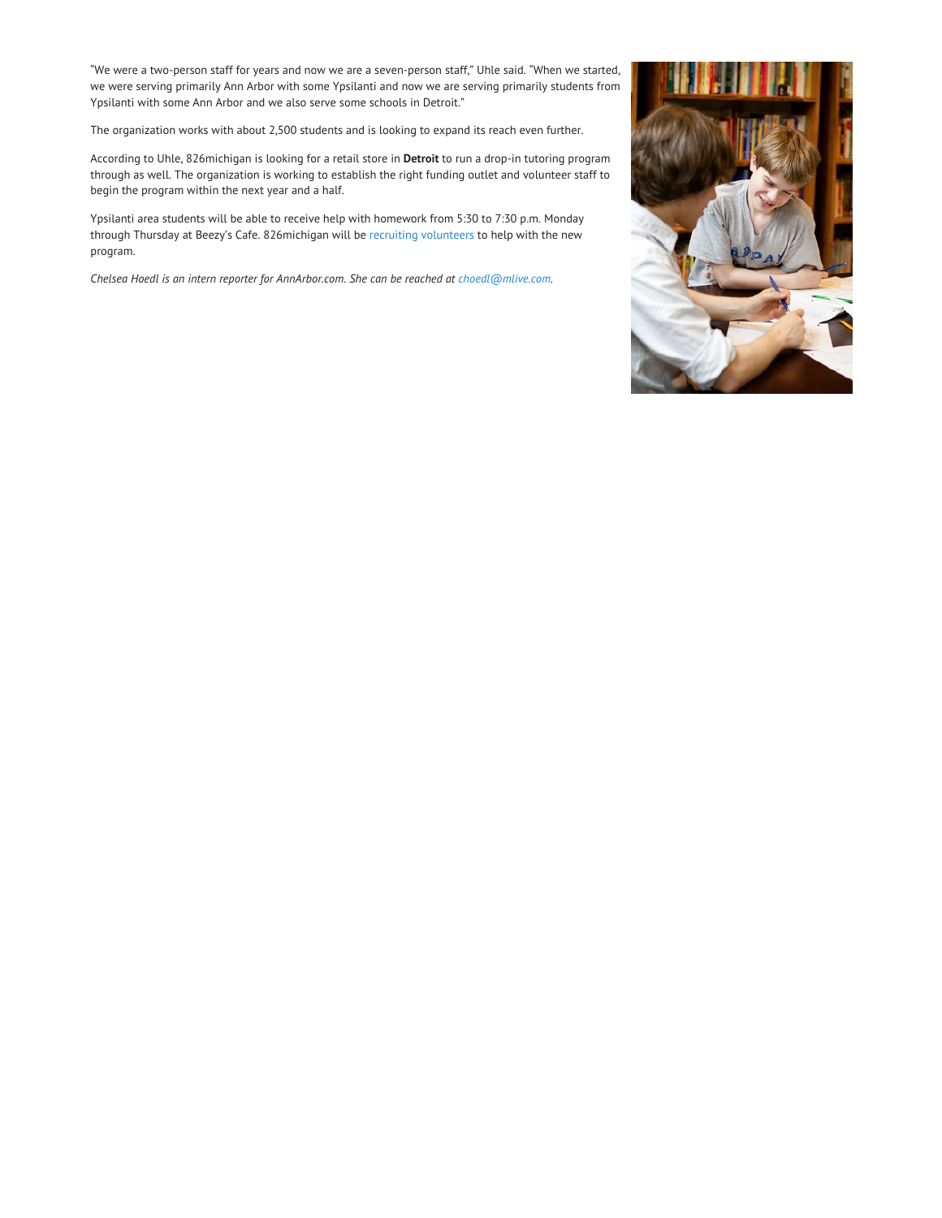"We were a two-person staff for years and now we are a seven-person staff," Uhle said. "When we started, we were serving primarily Ann Arbor with some Ypsilanti and now we are serving primarily students from Ypsilanti with some Ann Arbor and we also serve some schools in Detroit."

The organization works with about 2,500 students and is looking to expand its reach even further.

According to Uhle, 826michigan is looking for a retail store in **Detroit** to run a drop-in tutoring program through as well. The organization is working to establish the right funding outlet and volunteer staff to begin the program within the next year and a half.

Ypsilanti area students will be able to receive help with homework from 5:30 to 7:30 p.m. Monday through Thursday at Beezy's Cafe. 826michigan will be recruiting volunteers to help with the new program.

*Chelsea Hoedl is an intern reporter for AnnArbor.com. She can be reached at choedl@mlive.com.*